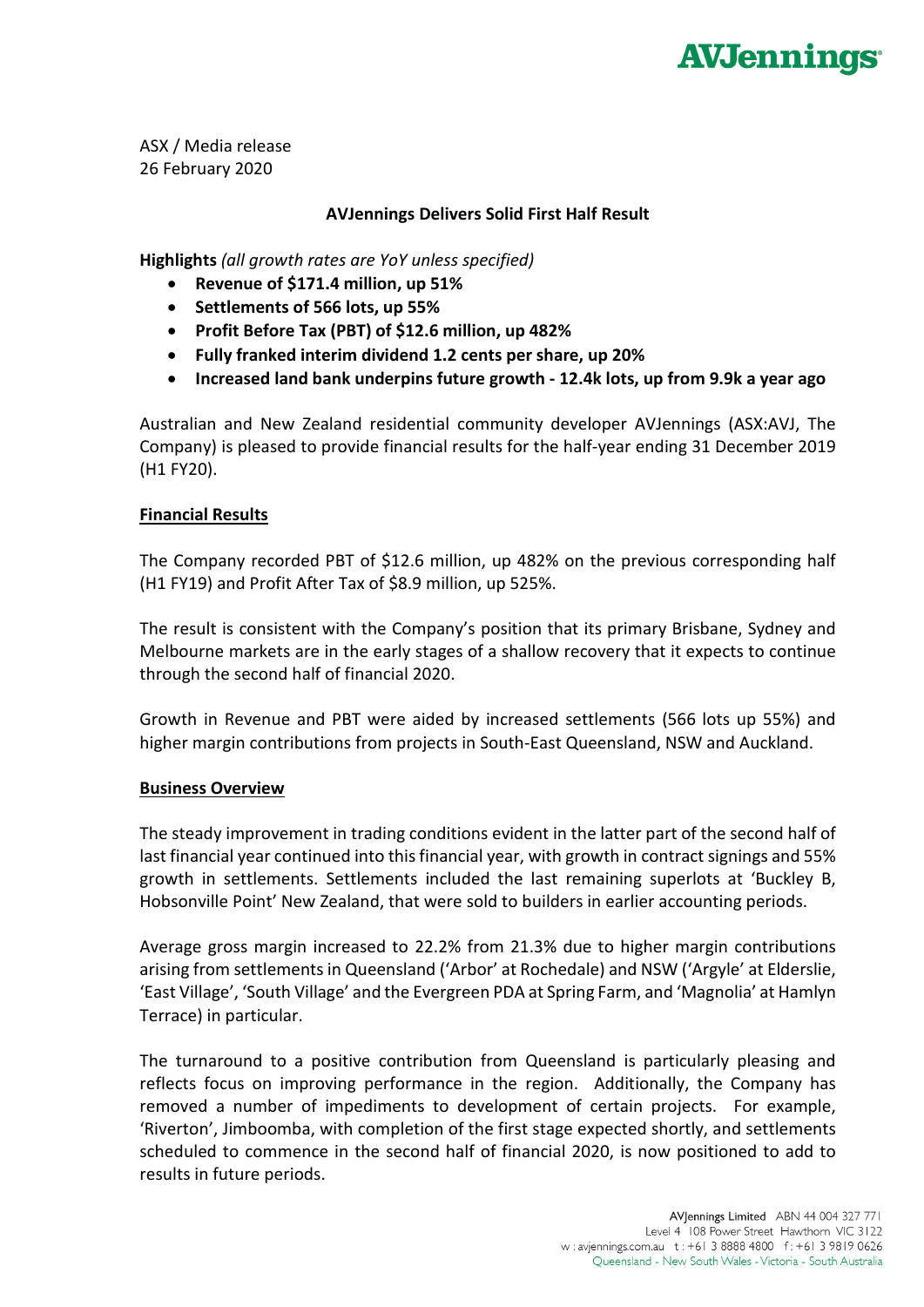ASX / Media release
26 February 2020

## AVJennings Delivers Solid First Half Result

**Highlights** *(all growth rates are YoY unless specified)*

- **Revenue of $171.4 million, up 51%**
- **Settlements of 566 lots, up 55%**
- **Profit Before Tax (PBT) of $12.6 million, up 482%**
- **Fully franked interim dividend 1.2 cents per share, up 20%**
- **Increased land bank underpins future growth - 12.4k lots, up from 9.9k a year ago**

Australian and New Zealand residential community developer AVJennings (ASX:AVJ, The Company) is pleased to provide financial results for the half-year ending 31 December 2019 (H1 FY20).

### Financial Results

The Company recorded PBT of $12.6 million, up 482% on the previous corresponding half (H1 FY19) and Profit After Tax of $8.9 million, up 525%.

The result is consistent with the Company's position that its primary Brisbane, Sydney and Melbourne markets are in the early stages of a shallow recovery that it expects to continue through the second half of financial 2020.

Growth in Revenue and PBT were aided by increased settlements (566 lots up 55%) and higher margin contributions from projects in South-East Queensland, NSW and Auckland.

### Business Overview

The steady improvement in trading conditions evident in the latter part of the second half of last financial year continued into this financial year, with growth in contract signings and 55% growth in settlements. Settlements included the last remaining superlots at 'Buckley B, Hobsonville Point' New Zealand, that were sold to builders in earlier accounting periods.

Average gross margin increased to 22.2% from 21.3% due to higher margin contributions arising from settlements in Queensland ('Arbor' at Rochedale) and NSW ('Argyle' at Elderslie, 'East Village', 'South Village' and the Evergreen PDA at Spring Farm, and 'Magnolia' at Hamlyn Terrace) in particular.

The turnaround to a positive contribution from Queensland is particularly pleasing and reflects focus on improving performance in the region. Additionally, the Company has removed a number of impediments to development of certain projects. For example, 'Riverton', Jimboomba, with completion of the first stage expected shortly, and settlements scheduled to commence in the second half of financial 2020, is now positioned to add to results in future periods.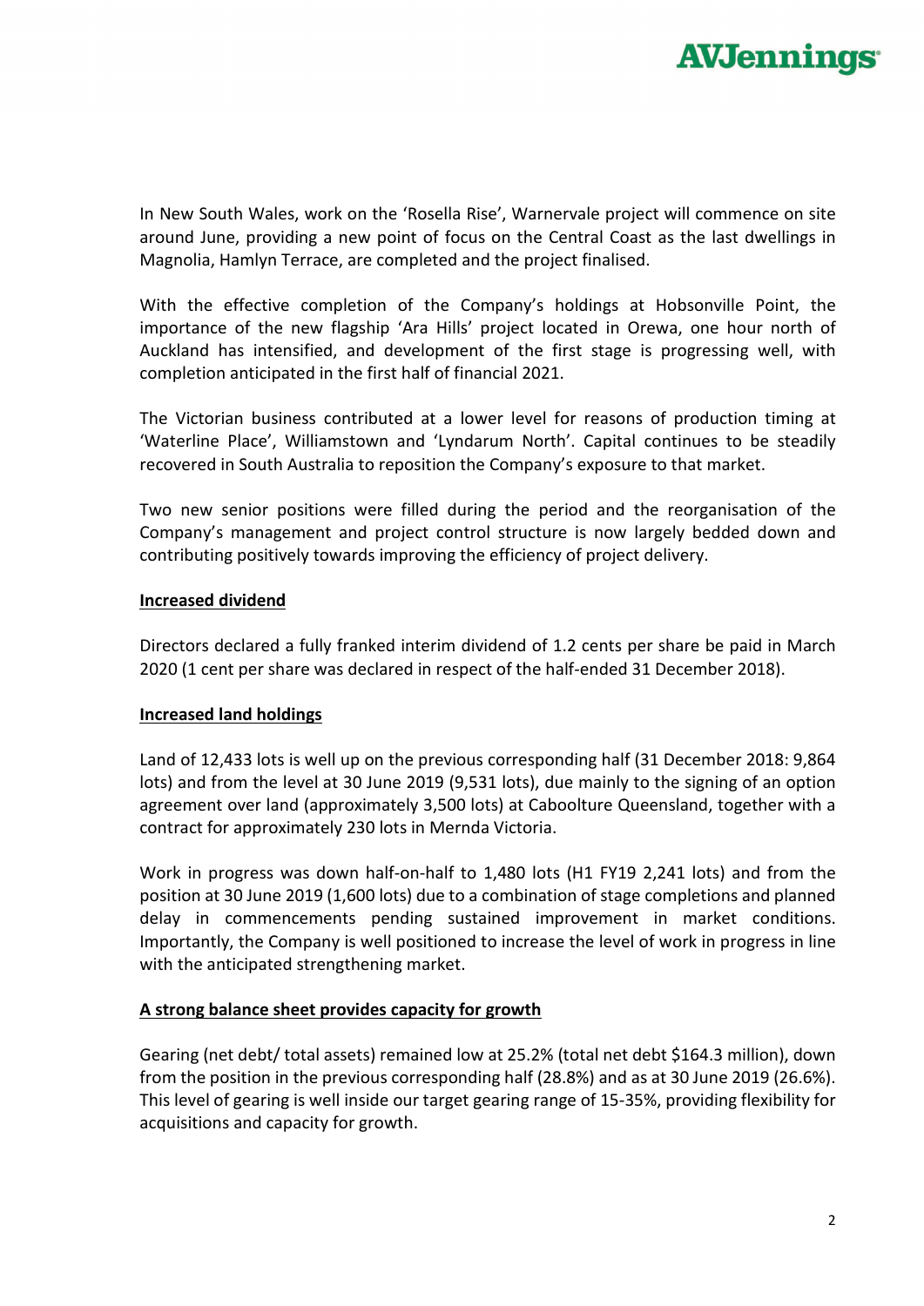In New South Wales, work on the 'Rosella Rise', Warnervale project will commence on site around June, providing a new point of focus on the Central Coast as the last dwellings in Magnolia, Hamlyn Terrace, are completed and the project finalised.

With the effective completion of the Company's holdings at Hobsonville Point, the importance of the new flagship 'Ara Hills' project located in Orewa, one hour north of Auckland has intensified, and development of the first stage is progressing well, with completion anticipated in the first half of financial 2021.

The Victorian business contributed at a lower level for reasons of production timing at 'Waterline Place', Williamstown and 'Lyndarum North'. Capital continues to be steadily recovered in South Australia to reposition the Company's exposure to that market.

Two new senior positions were filled during the period and the reorganisation of the Company's management and project control structure is now largely bedded down and contributing positively towards improving the efficiency of project delivery.

## Increased dividend

Directors declared a fully franked interim dividend of 1.2 cents per share be paid in March 2020 (1 cent per share was declared in respect of the half-ended 31 December 2018).

## Increased land holdings

Land of 12,433 lots is well up on the previous corresponding half (31 December 2018: 9,864 lots) and from the level at 30 June 2019 (9,531 lots), due mainly to the signing of an option agreement over land (approximately 3,500 lots) at Caboolture Queensland, together with a contract for approximately 230 lots in Mernda Victoria.

Work in progress was down half-on-half to 1,480 lots (H1 FY19 2,241 lots) and from the position at 30 June 2019 (1,600 lots) due to a combination of stage completions and planned delay in commencements pending sustained improvement in market conditions. Importantly, the Company is well positioned to increase the level of work in progress in line with the anticipated strengthening market.

## A strong balance sheet provides capacity for growth

Gearing (net debt/ total assets) remained low at 25.2% (total net debt $164.3 million), down from the position in the previous corresponding half (28.8%) and as at 30 June 2019 (26.6%). This level of gearing is well inside our target gearing range of 15-35%, providing flexibility for acquisitions and capacity for growth.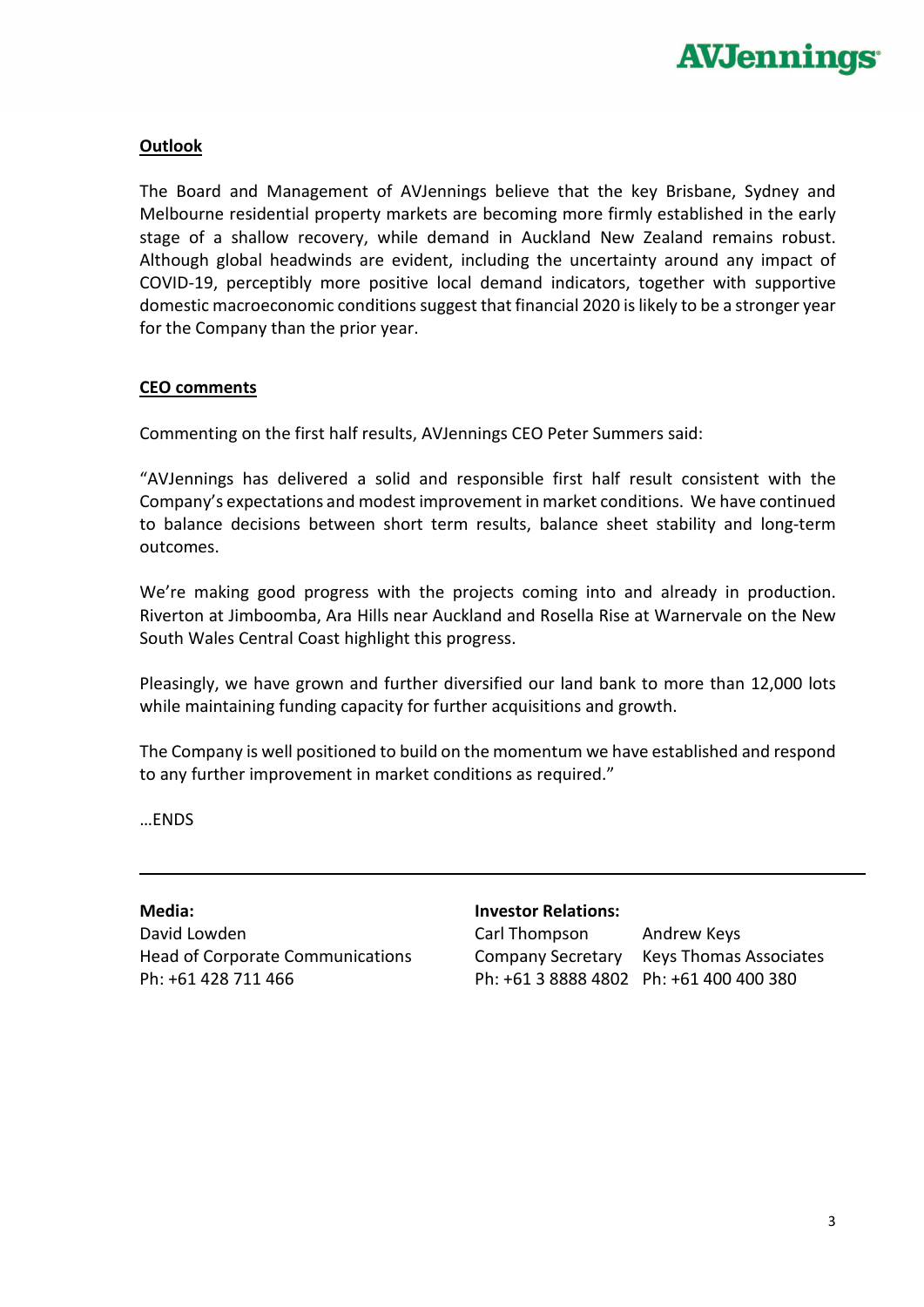## Outlook

The Board and Management of AVJennings believe that the key Brisbane, Sydney and Melbourne residential property markets are becoming more firmly established in the early stage of a shallow recovery, while demand in Auckland New Zealand remains robust. Although global headwinds are evident, including the uncertainty around any impact of COVID-19, perceptibly more positive local demand indicators, together with supportive domestic macroeconomic conditions suggest that financial 2020 is likely to be a stronger year for the Company than the prior year.

## CEO comments

Commenting on the first half results, AVJennings CEO Peter Summers said:

"AVJennings has delivered a solid and responsible first half result consistent with the Company's expectations and modest improvement in market conditions. We have continued to balance decisions between short term results, balance sheet stability and long-term outcomes.

We're making good progress with the projects coming into and already in production. Riverton at Jimboomba, Ara Hills near Auckland and Rosella Rise at Warnervale on the New South Wales Central Coast highlight this progress.

Pleasingly, we have grown and further diversified our land bank to more than 12,000 lots while maintaining funding capacity for further acquisitions and growth.

The Company is well positioned to build on the momentum we have established and respond to any further improvement in market conditions as required."

…ENDS

---

**Media:**
David Lowden
Head of Corporate Communications
Ph: +61 428 711 466

**Investor Relations:**
Carl Thompson
Company Secretary
Ph: +61 3 8888 4802

Andrew Keys
Keys Thomas Associates
Ph: +61 400 400 380